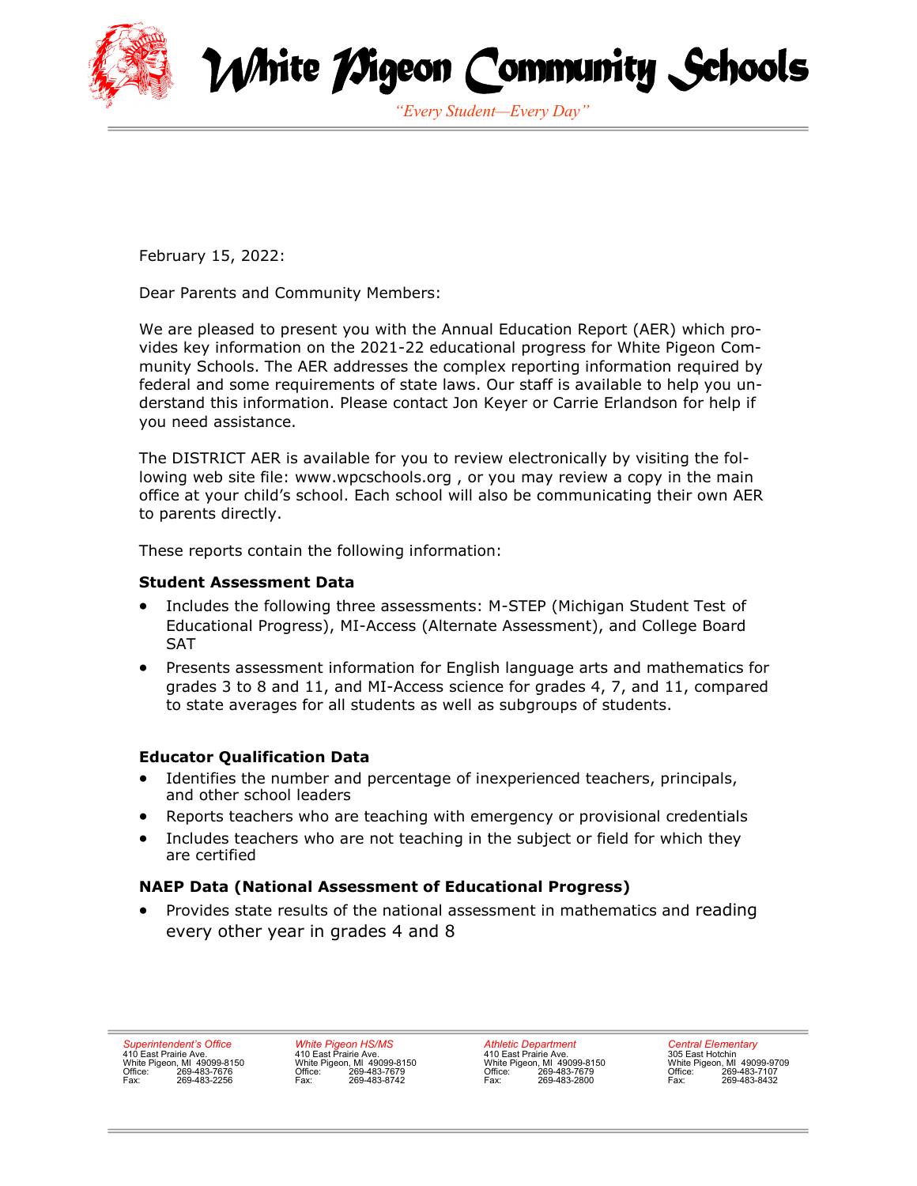# White Pigeon Community Schools

*"Every Student—Every Day"*

February 15, 2022:

Dear Parents and Community Members:

We are pleased to present you with the Annual Education Report (AER) which provides key information on the 2021-22 educational progress for White Pigeon Community Schools. The AER addresses the complex reporting information required by federal and some requirements of state laws. Our staff is available to help you understand this information. Please contact Jon Keyer or Carrie Erlandson for help if you need assistance.

The DISTRICT AER is available for you to review electronically by visiting the following web site file: www.wpcschools.org , or you may review a copy in the main office at your child's school. Each school will also be communicating their own AER to parents directly.

These reports contain the following information:

**Student Assessment Data**

- Includes the following three assessments: M-STEP (Michigan Student Test of Educational Progress), MI-Access (Alternate Assessment), and College Board SAT
- Presents assessment information for English language arts and mathematics for grades 3 to 8 and 11, and MI-Access science for grades 4, 7, and 11, compared to state averages for all students as well as subgroups of students.

**Educator Qualification Data**

- Identifies the number and percentage of inexperienced teachers, principals, and other school leaders
- Reports teachers who are teaching with emergency or provisional credentials
- Includes teachers who are not teaching in the subject or field for which they are certified

**NAEP Data (National Assessment of Educational Progress)**

- Provides state results of the national assessment in mathematics and reading every other year in grades 4 and 8

*Superintendent's Office*
410 East Prairie Ave.
White Pigeon, MI 49099-8150
Office: 269-483-7676
Fax: 269-483-2256

*White Pigeon HS/MS*
410 East Prairie Ave.
White Pigeon, MI 49099-8150
Office: 269-483-7679
Fax: 269-483-8742

*Athletic Department*
410 East Prairie Ave.
White Pigeon, MI 49099-8150
Office: 269-483-7679
Fax: 269-483-2800

*Central Elementary*
305 East Hotchin
White Pigeon, MI 49099-9709
Office: 269-483-7107
Fax: 269-483-8432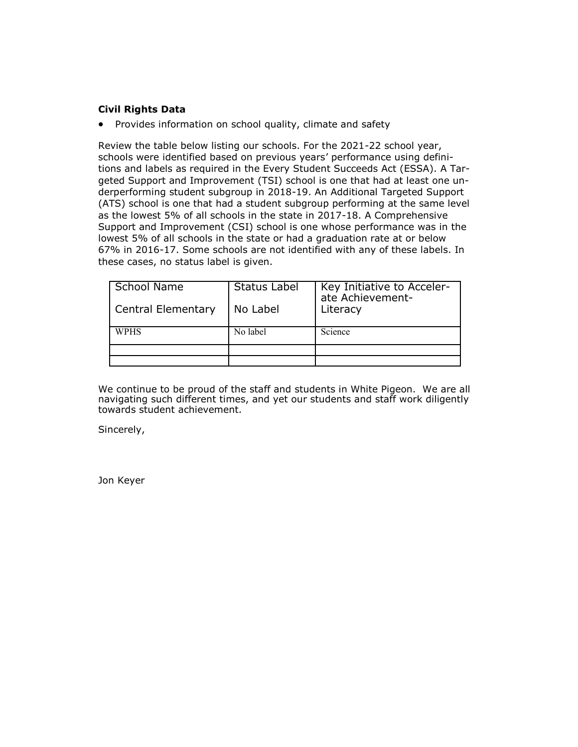**Civil Rights Data**

- Provides information on school quality, climate and safety

Review the table below listing our schools. For the 2021-22 school year, schools were identified based on previous years' performance using definitions and labels as required in the Every Student Succeeds Act (ESSA). A Targeted Support and Improvement (TSI) school is one that had at least one underperforming student subgroup in 2018-19. An Additional Targeted Support (ATS) school is one that had a student subgroup performing at the same level as the lowest 5% of all schools in the state in 2017-18. A Comprehensive Support and Improvement (CSI) school is one whose performance was in the lowest 5% of all schools in the state or had a graduation rate at or below 67% in 2016-17. Some schools are not identified with any of these labels. In these cases, no status label is given.

| School Name | Status Label | Key Initiative to Accelerate Achievement- |
|---|---|---|
| Central Elementary | No Label | Literacy |
| WPHS | No label | Science |
| | | |
| | | |

We continue to be proud of the staff and students in White Pigeon. We are all navigating such different times, and yet our students and staff work diligently towards student achievement.

Sincerely,

Jon Keyer